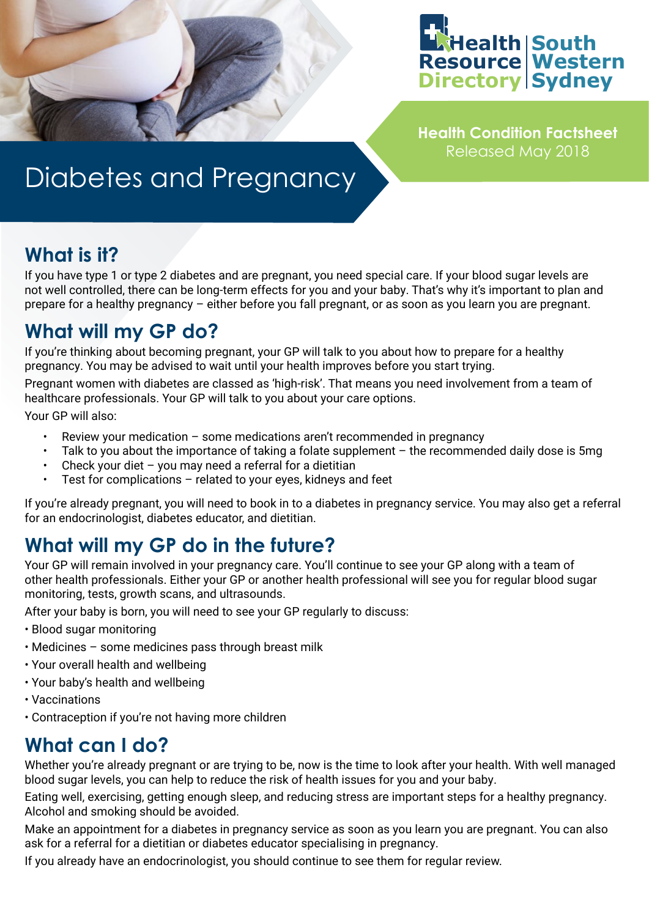Health Resource Directory | South Western Sydney

**Health Condition Factsheet**
Released May 2018

# Diabetes and Pregnancy

## What is it?

If you have type 1 or type 2 diabetes and are pregnant, you need special care. If your blood sugar levels are not well controlled, there can be long-term effects for you and your baby. That's why it's important to plan and prepare for a healthy pregnancy – either before you fall pregnant, or as soon as you learn you are pregnant.

## What will my GP do?

If you're thinking about becoming pregnant, your GP will talk to you about how to prepare for a healthy pregnancy. You may be advised to wait until your health improves before you start trying.

Pregnant women with diabetes are classed as 'high-risk'. That means you need involvement from a team of healthcare professionals. Your GP will talk to you about your care options.

Your GP will also:

- Review your medication – some medications aren't recommended in pregnancy
- Talk to you about the importance of taking a folate supplement – the recommended daily dose is 5mg
- Check your diet – you may need a referral for a dietitian
- Test for complications – related to your eyes, kidneys and feet

If you're already pregnant, you will need to book in to a diabetes in pregnancy service. You may also get a referral for an endocrinologist, diabetes educator, and dietitian.

## What will my GP do in the future?

Your GP will remain involved in your pregnancy care. You'll continue to see your GP along with a team of other health professionals. Either your GP or another health professional will see you for regular blood sugar monitoring, tests, growth scans, and ultrasounds.

After your baby is born, you will need to see your GP regularly to discuss:

- Blood sugar monitoring
- Medicines – some medicines pass through breast milk
- Your overall health and wellbeing
- Your baby's health and wellbeing
- Vaccinations
- Contraception if you're not having more children

## What can I do?

Whether you're already pregnant or are trying to be, now is the time to look after your health. With well managed blood sugar levels, you can help to reduce the risk of health issues for you and your baby.

Eating well, exercising, getting enough sleep, and reducing stress are important steps for a healthy pregnancy. Alcohol and smoking should be avoided.

Make an appointment for a diabetes in pregnancy service as soon as you learn you are pregnant. You can also ask for a referral for a dietitian or diabetes educator specialising in pregnancy.

If you already have an endocrinologist, you should continue to see them for regular review.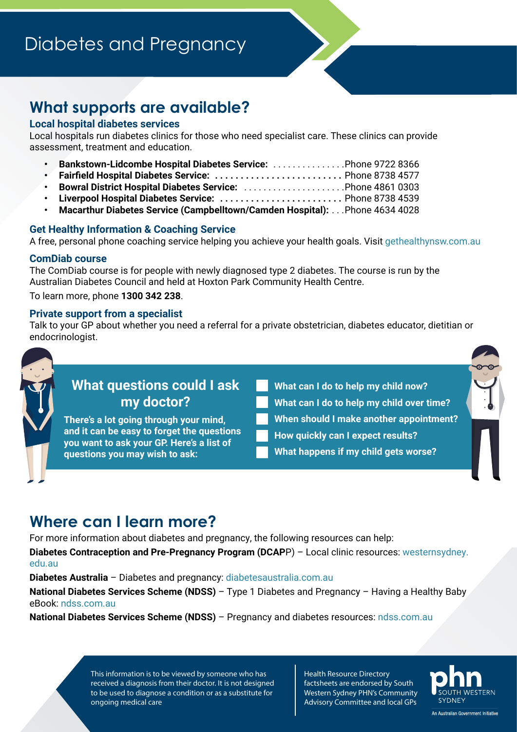# Diabetes and Pregnancy

## What supports are available?

### Local hospital diabetes services

Local hospitals run diabetes clinics for those who need specialist care. These clinics can provide assessment, treatment and education.

- **Bankstown-Lidcombe Hospital Diabetes Service:** ............... Phone 9722 8366
- **Fairfield Hospital Diabetes Service:** ......................... Phone 8738 4577
- **Bowral District Hospital Diabetes Service:** ..................... Phone 4861 0303
- **Liverpool Hospital Diabetes Service:** ........................ Phone 8738 4539
- **Macarthur Diabetes Service (Campbelltown/Camden Hospital):** ... Phone 4634 4028

### Get Healthy Information & Coaching Service

A free, personal phone coaching service helping you achieve your health goals. Visit gethealthynsw.com.au

### ComDiab course

The ComDiab course is for people with newly diagnosed type 2 diabetes. The course is run by the Australian Diabetes Council and held at Hoxton Park Community Health Centre.

To learn more, phone **1300 342 238**.

### Private support from a specialist

Talk to your GP about whether you need a referral for a private obstetrician, diabetes educator, dietitian or endocrinologist.

### What questions could I ask my doctor?

**There's a lot going through your mind, and it can be easy to forget the questions you want to ask your GP. Here's a list of questions you may wish to ask:**

- [ ] What can I do to help my child now?
- [ ] What can I do to help my child over time?
- [ ] When should I make another appointment?
- [ ] How quickly can I expect results?
- [ ] What happens if my child gets worse?

## Where can I learn more?

For more information about diabetes and pregnancy, the following resources can help:

**Diabetes Contraception and Pre-Pregnancy Program (DCAPP)** – Local clinic resources: westernsydney.edu.au

**Diabetes Australia** – Diabetes and pregnancy: diabetesaustralia.com.au

**National Diabetes Services Scheme (NDSS)** – Type 1 Diabetes and Pregnancy – Having a Healthy Baby eBook: ndss.com.au

**National Diabetes Services Scheme (NDSS)** – Pregnancy and diabetes resources: ndss.com.au

This information is to be viewed by someone who has received a diagnosis from their doctor. It is not designed to be used to diagnose a condition or as a substitute for ongoing medical care

Health Resource Directory factsheets are endorsed by South Western Sydney PHN's Community Advisory Committee and local GPs

phn SOUTH WESTERN SYDNEY

An Australian Government Initiative